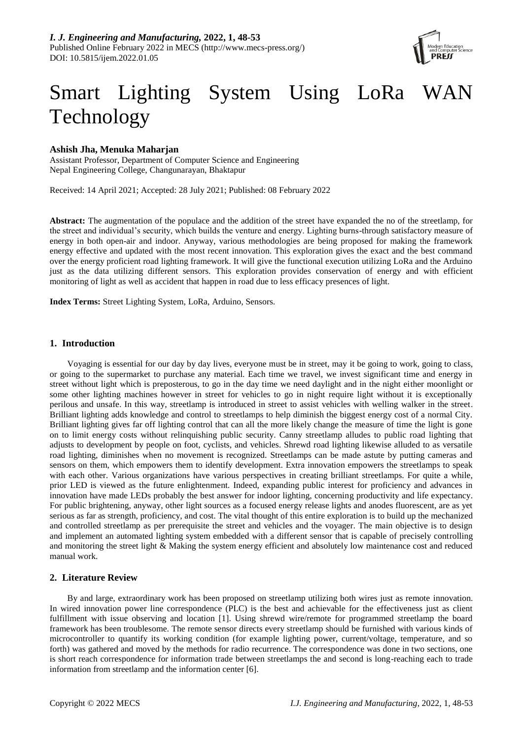# Smart Lighting System Using LoRa WAN Technology

**Ashish Jha, Menuka Maharjan**

Assistant Professor, Department of Computer Science and Engineering
Nepal Engineering College, Changunarayan, Bhaktapur

Received: 14 April 2021; Accepted: 28 July 2021; Published: 08 February 2022

**Abstract:** The augmentation of the populace and the addition of the street have expanded the no of the streetlamp, for the street and individual's security, which builds the venture and energy. Lighting burns-through satisfactory measure of energy in both open-air and indoor. Anyway, various methodologies are being proposed for making the framework energy effective and updated with the most recent innovation. This exploration gives the exact and the best command over the energy proficient road lighting framework. It will give the functional execution utilizing LoRa and the Arduino just as the data utilizing different sensors. This exploration provides conservation of energy and with efficient monitoring of light as well as accident that happen in road due to less efficacy presences of light.

**Index Terms:** Street Lighting System, LoRa, Arduino, Sensors.

## 1. Introduction

Voyaging is essential for our day by day lives, everyone must be in street, may it be going to work, going to class, or going to the supermarket to purchase any material. Each time we travel, we invest significant time and energy in street without light which is preposterous, to go in the day time we need daylight and in the night either moonlight or some other lighting machines however in street for vehicles to go in night require light without it is exceptionally perilous and unsafe. In this way, streetlamp is introduced in street to assist vehicles with welling walker in the street. Brilliant lighting adds knowledge and control to streetlamps to help diminish the biggest energy cost of a normal City. Brilliant lighting gives far off lighting control that can all the more likely change the measure of time the light is gone on to limit energy costs without relinquishing public security. Canny streetlamp alludes to public road lighting that adjusts to development by people on foot, cyclists, and vehicles. Shrewd road lighting likewise alluded to as versatile road lighting, diminishes when no movement is recognized. Streetlamps can be made astute by putting cameras and sensors on them, which empowers them to identify development. Extra innovation empowers the streetlamps to speak with each other. Various organizations have various perspectives in creating brilliant streetlamps. For quite a while, prior LED is viewed as the future enlightenment. Indeed, expanding public interest for proficiency and advances in innovation have made LEDs probably the best answer for indoor lighting, concerning productivity and life expectancy. For public brightening, anyway, other light sources as a focused energy release lights and anodes fluorescent, are as yet serious as far as strength, proficiency, and cost. The vital thought of this entire exploration is to build up the mechanized and controlled streetlamp as per prerequisite the street and vehicles and the voyager. The main objective is to design and implement an automated lighting system embedded with a different sensor that is capable of precisely controlling and monitoring the street light & Making the system energy efficient and absolutely low maintenance cost and reduced manual work.

## 2. Literature Review

By and large, extraordinary work has been proposed on streetlamp utilizing both wires just as remote innovation. In wired innovation power line correspondence (PLC) is the best and achievable for the effectiveness just as client fulfillment with issue observing and location [1]. Using shrewd wire/remote for programmed streetlamp the board framework has been troublesome. The remote sensor directs every streetlamp should be furnished with various kinds of microcontroller to quantify its working condition (for example lighting power, current/voltage, temperature, and so forth) was gathered and moved by the methods for radio recurrence. The correspondence was done in two sections, one is short reach correspondence for information trade between streetlamps the and second is long-reaching each to trade information from streetlamp and the information center [6].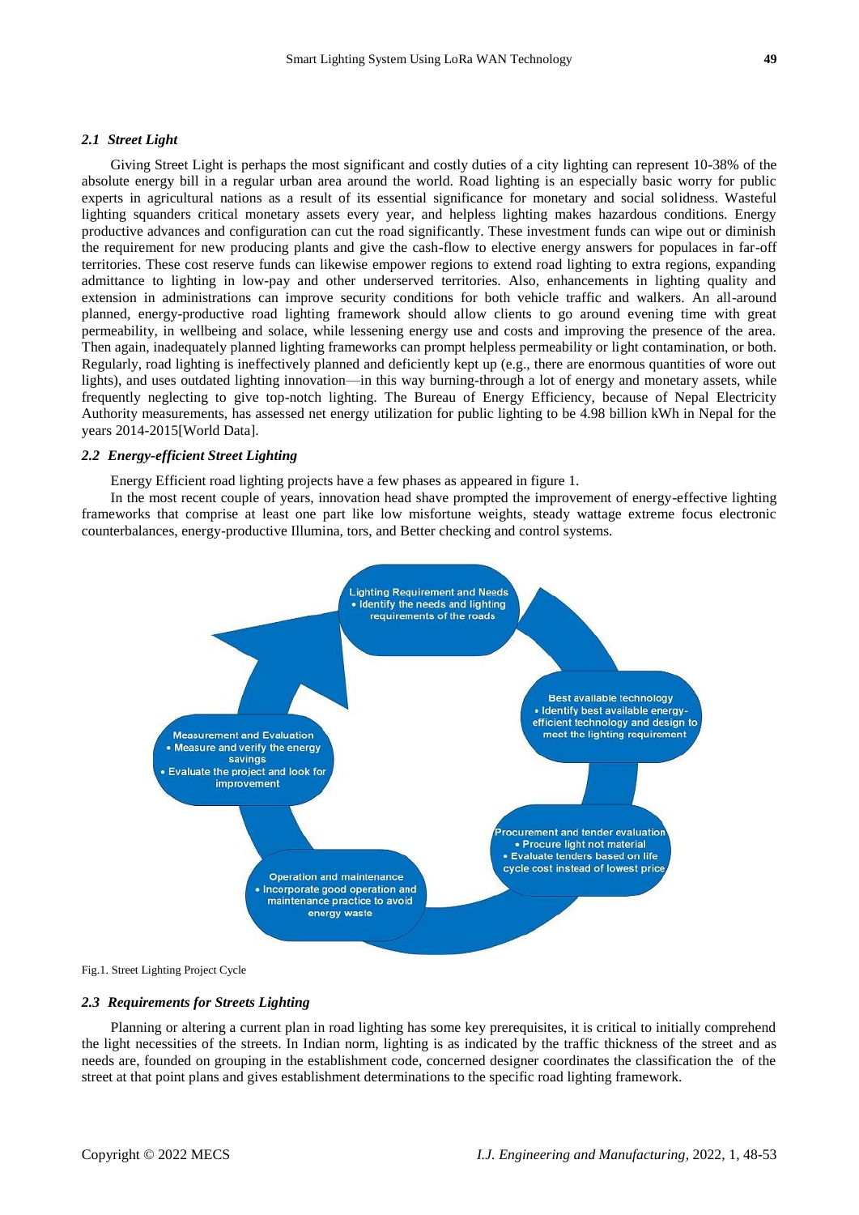### *2.1 Street Light*

Giving Street Light is perhaps the most significant and costly duties of a city lighting can represent 10-38% of the absolute energy bill in a regular urban area around the world. Road lighting is an especially basic worry for public experts in agricultural nations as a result of its essential significance for monetary and social solidness. Wasteful lighting squanders critical monetary assets every year, and helpless lighting makes hazardous conditions. Energy productive advances and configuration can cut the road significantly. These investment funds can wipe out or diminish the requirement for new producing plants and give the cash-flow to elective energy answers for populaces in far-off territories. These cost reserve funds can likewise empower regions to extend road lighting to extra regions, expanding admittance to lighting in low-pay and other underserved territories. Also, enhancements in lighting quality and extension in administrations can improve security conditions for both vehicle traffic and walkers. An all-around planned, energy-productive road lighting framework should allow clients to go around evening time with great permeability, in wellbeing and solace, while lessening energy use and costs and improving the presence of the area. Then again, inadequately planned lighting frameworks can prompt helpless permeability or light contamination, or both. Regularly, road lighting is ineffectively planned and deficiently kept up (e.g., there are enormous quantities of wore out lights), and uses outdated lighting innovation—in this way burning-through a lot of energy and monetary assets, while frequently neglecting to give top-notch lighting. The Bureau of Energy Efficiency, because of Nepal Electricity Authority measurements, has assessed net energy utilization for public lighting to be 4.98 billion kWh in Nepal for the years 2014-2015[World Data].

### *2.2 Energy-efficient Street Lighting*

Energy Efficient road lighting projects have a few phases as appeared in figure 1.

In the most recent couple of years, innovation head shave prompted the improvement of energy-effective lighting frameworks that comprise at least one part like low misfortune weights, steady wattage extreme focus electronic counterbalances, energy-productive Illumina, tors, and Better checking and control systems.

Fig.1. Street Lighting Project Cycle

### *2.3 Requirements for Streets Lighting*

Planning or altering a current plan in road lighting has some key prerequisites, it is critical to initially comprehend the light necessities of the streets. In Indian norm, lighting is as indicated by the traffic thickness of the street and as needs are, founded on grouping in the establishment code, concerned designer coordinates the classification the of the street at that point plans and gives establishment determinations to the specific road lighting framework.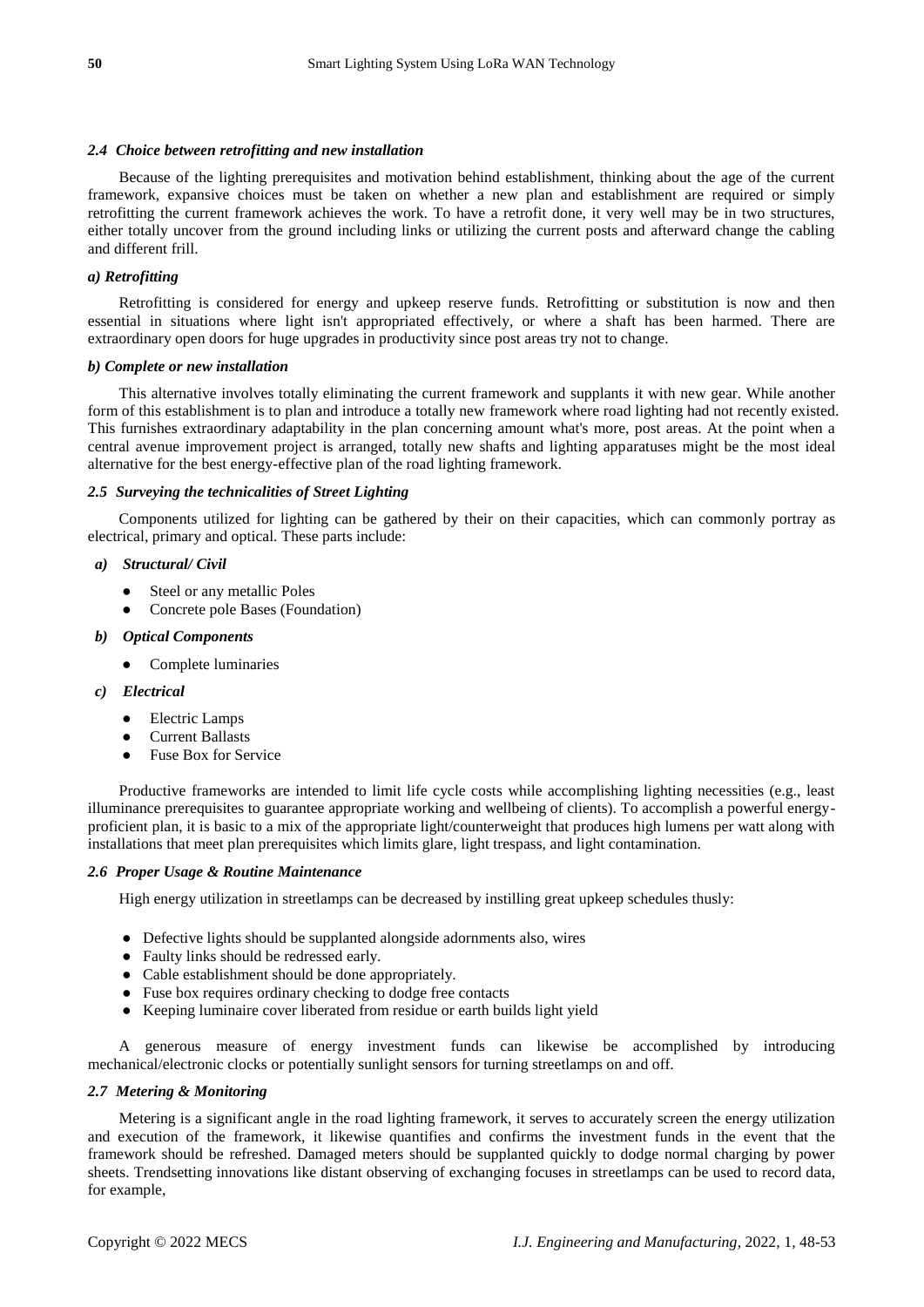### *2.4 Choice between retrofitting and new installation*

Because of the lighting prerequisites and motivation behind establishment, thinking about the age of the current framework, expansive choices must be taken on whether a new plan and establishment are required or simply retrofitting the current framework achieves the work. To have a retrofit done, it very well may be in two structures, either totally uncover from the ground including links or utilizing the current posts and afterward change the cabling and different frill.

#### *a) Retrofitting*

Retrofitting is considered for energy and upkeep reserve funds. Retrofitting or substitution is now and then essential in situations where light isn't appropriated effectively, or where a shaft has been harmed. There are extraordinary open doors for huge upgrades in productivity since post areas try not to change.

#### *b) Complete or new installation*

This alternative involves totally eliminating the current framework and supplants it with new gear. While another form of this establishment is to plan and introduce a totally new framework where road lighting had not recently existed. This furnishes extraordinary adaptability in the plan concerning amount what's more, post areas. At the point when a central avenue improvement project is arranged, totally new shafts and lighting apparatuses might be the most ideal alternative for the best energy-effective plan of the road lighting framework.

### *2.5 Surveying the technicalities of Street Lighting*

Components utilized for lighting can be gathered by their on their capacities, which can commonly portray as electrical, primary and optical. These parts include:

#### *a) Structural/ Civil*

- Steel or any metallic Poles
- Concrete pole Bases (Foundation)

#### *b) Optical Components*

- Complete luminaries

#### *c) Electrical*

- Electric Lamps
- Current Ballasts
- Fuse Box for Service

Productive frameworks are intended to limit life cycle costs while accomplishing lighting necessities (e.g., least illuminance prerequisites to guarantee appropriate working and wellbeing of clients). To accomplish a powerful energy-proficient plan, it is basic to a mix of the appropriate light/counterweight that produces high lumens per watt along with installations that meet plan prerequisites which limits glare, light trespass, and light contamination.

### *2.6 Proper Usage & Routine Maintenance*

High energy utilization in streetlamps can be decreased by instilling great upkeep schedules thusly:

- Defective lights should be supplanted alongside adornments also, wires
- Faulty links should be redressed early.
- Cable establishment should be done appropriately.
- Fuse box requires ordinary checking to dodge free contacts
- Keeping luminaire cover liberated from residue or earth builds light yield

A generous measure of energy investment funds can likewise be accomplished by introducing mechanical/electronic clocks or potentially sunlight sensors for turning streetlamps on and off.

### *2.7 Metering & Monitoring*

Metering is a significant angle in the road lighting framework, it serves to accurately screen the energy utilization and execution of the framework, it likewise quantifies and confirms the investment funds in the event that the framework should be refreshed. Damaged meters should be supplanted quickly to dodge normal charging by power sheets. Trendsetting innovations like distant observing of exchanging focuses in streetlamps can be used to record data, for example,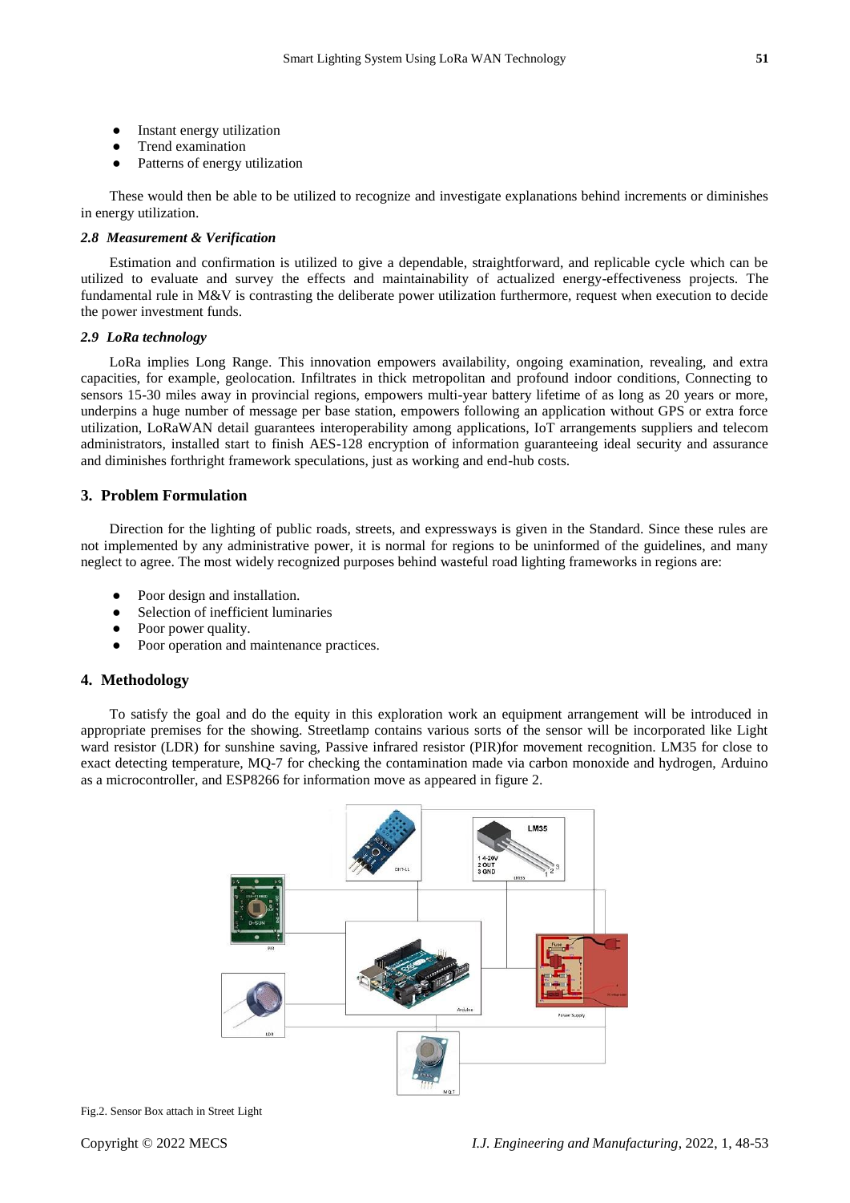- Instant energy utilization
- Trend examination
- Patterns of energy utilization

These would then be able to be utilized to recognize and investigate explanations behind increments or diminishes in energy utilization.

### *2.8 Measurement & Verification*

Estimation and confirmation is utilized to give a dependable, straightforward, and replicable cycle which can be utilized to evaluate and survey the effects and maintainability of actualized energy-effectiveness projects. The fundamental rule in M&V is contrasting the deliberate power utilization furthermore, request when execution to decide the power investment funds.

### *2.9 LoRa technology*

LoRa implies Long Range. This innovation empowers availability, ongoing examination, revealing, and extra capacities, for example, geolocation. Infiltrates in thick metropolitan and profound indoor conditions, Connecting to sensors 15-30 miles away in provincial regions, empowers multi-year battery lifetime of as long as 20 years or more, underpins a huge number of message per base station, empowers following an application without GPS or extra force utilization, LoRaWAN detail guarantees interoperability among applications, IoT arrangements suppliers and telecom administrators, installed start to finish AES-128 encryption of information guaranteeing ideal security and assurance and diminishes forthright framework speculations, just as working and end-hub costs.

## 3. Problem Formulation

Direction for the lighting of public roads, streets, and expressways is given in the Standard. Since these rules are not implemented by any administrative power, it is normal for regions to be uninformed of the guidelines, and many neglect to agree. The most widely recognized purposes behind wasteful road lighting frameworks in regions are:

- Poor design and installation.
- Selection of inefficient luminaries
- Poor power quality.
- Poor operation and maintenance practices.

## 4. Methodology

To satisfy the goal and do the equity in this exploration work an equipment arrangement will be introduced in appropriate premises for the showing. Streetlamp contains various sorts of the sensor will be incorporated like Light ward resistor (LDR) for sunshine saving, Passive infrared resistor (PIR)for movement recognition. LM35 for close to exact detecting temperature, MQ-7 for checking the contamination made via carbon monoxide and hydrogen, Arduino as a microcontroller, and ESP8266 for information move as appeared in figure 2.

Fig.2. Sensor Box attach in Street Light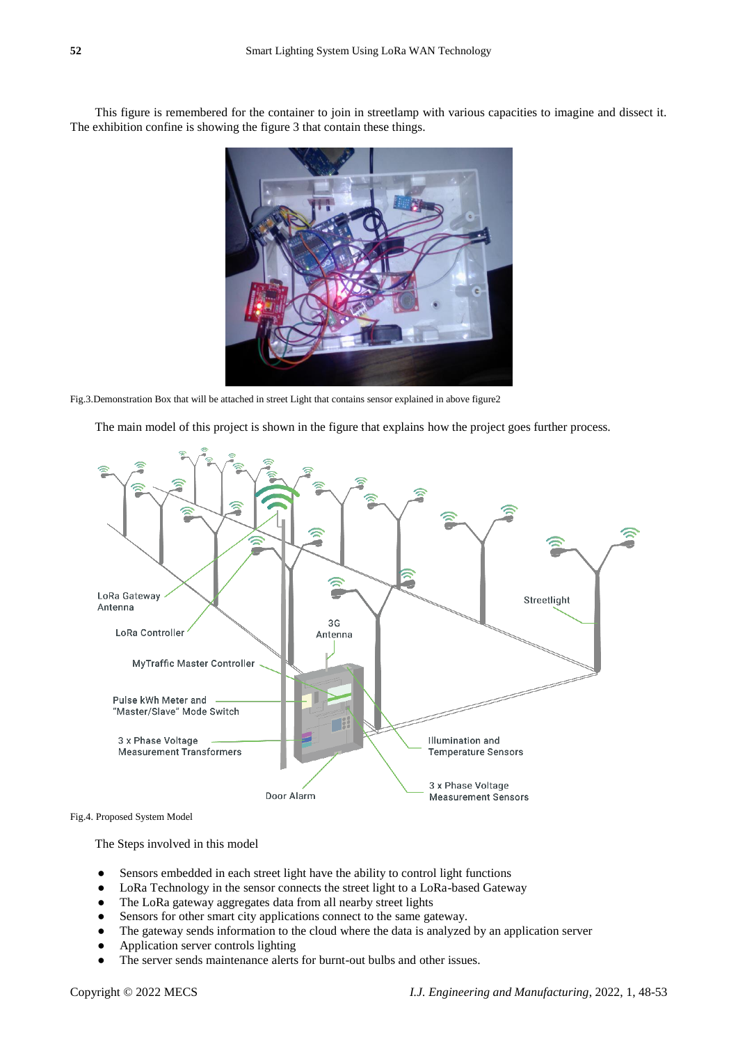This figure is remembered for the container to join in streetlamp with various capacities to imagine and dissect it. The exhibition confine is showing the figure 3 that contain these things.

Fig.3.Demonstration Box that will be attached in street Light that contains sensor explained in above figure2

The main model of this project is shown in the figure that explains how the project goes further process.

Fig.4. Proposed System Model

The Steps involved in this model

- Sensors embedded in each street light have the ability to control light functions
- LoRa Technology in the sensor connects the street light to a LoRa-based Gateway
- The LoRa gateway aggregates data from all nearby street lights
- Sensors for other smart city applications connect to the same gateway.
- The gateway sends information to the cloud where the data is analyzed by an application server
- Application server controls lighting
- The server sends maintenance alerts for burnt-out bulbs and other issues.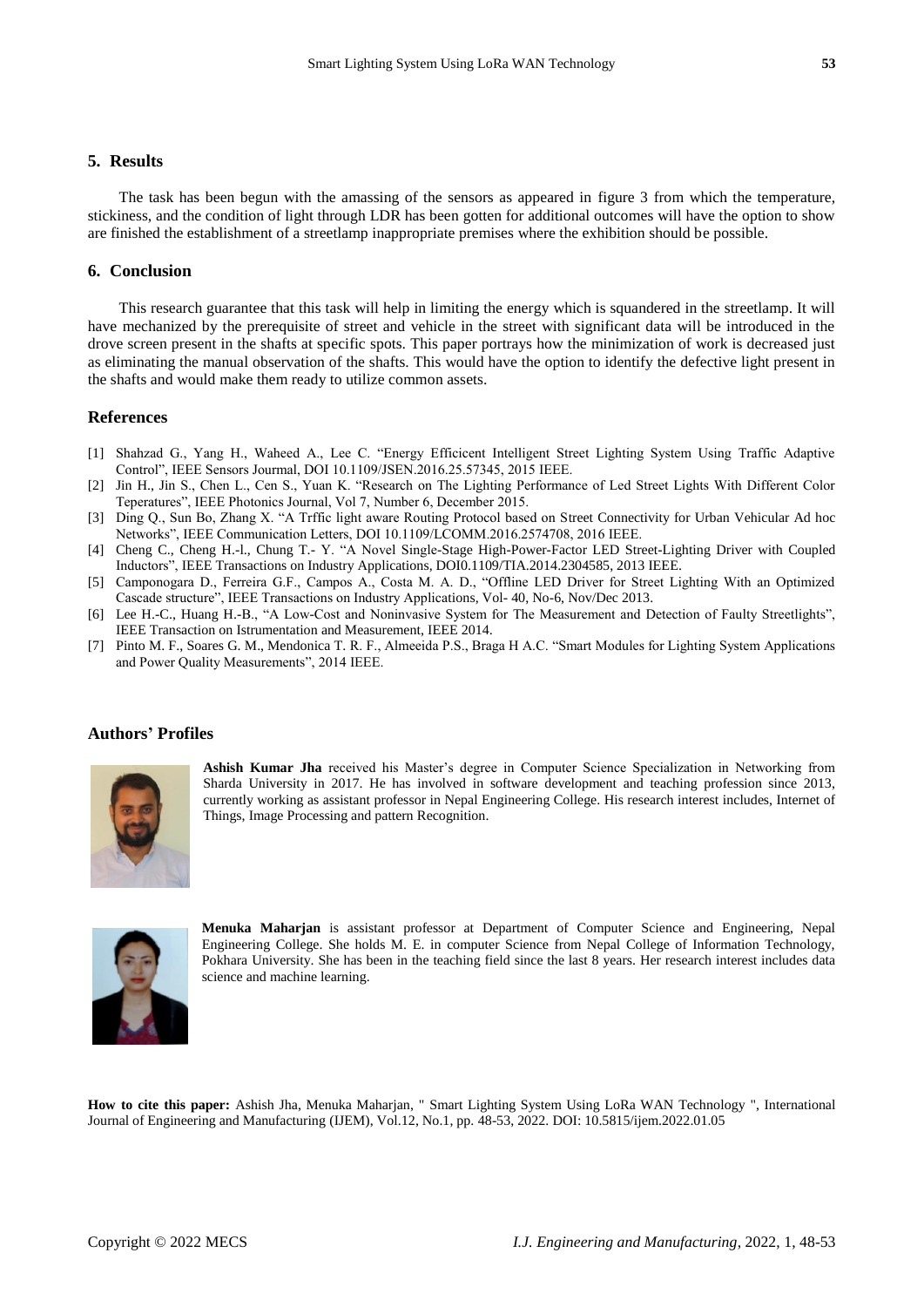## 5. Results

The task has been begun with the amassing of the sensors as appeared in figure 3 from which the temperature, stickiness, and the condition of light through LDR has been gotten for additional outcomes will have the option to show are finished the establishment of a streetlamp inappropriate premises where the exhibition should be possible.

## 6. Conclusion

This research guarantee that this task will help in limiting the energy which is squandered in the streetlamp. It will have mechanized by the prerequisite of street and vehicle in the street with significant data will be introduced in the drove screen present in the shafts at specific spots. This paper portrays how the minimization of work is decreased just as eliminating the manual observation of the shafts. This would have the option to identify the defective light present in the shafts and would make them ready to utilize common assets.

## References

[1] Shahzad G., Yang H., Waheed A., Lee C. "Energy Efficicent Intelligent Street Lighting System Using Traffic Adaptive Control", IEEE Sensors Jourmal, DOI 10.1109/JSEN.2016.25.57345, 2015 IEEE.

[2] Jin H., Jin S., Chen L., Cen S., Yuan K. "Research on The Lighting Performance of Led Street Lights With Different Color Teperatures", IEEE Photonics Journal, Vol 7, Number 6, December 2015.

[3] Ding Q., Sun Bo, Zhang X. "A Trffic light aware Routing Protocol based on Street Connectivity for Urban Vehicular Ad hoc Networks", IEEE Communication Letters, DOI 10.1109/LCOMM.2016.2574708, 2016 IEEE.

[4] Cheng C., Cheng H.-l., Chung T.- Y. "A Novel Single-Stage High-Power-Factor LED Street-Lighting Driver with Coupled Inductors", IEEE Transactions on Industry Applications, DOI0.1109/TIA.2014.2304585, 2013 IEEE.

[5] Camponogara D., Ferreira G.F., Campos A., Costa M. A. D., "Offline LED Driver for Street Lighting With an Optimized Cascade structure", IEEE Transactions on Industry Applications, Vol- 40, No-6, Nov/Dec 2013.

[6] Lee H.-C., Huang H.-B., "A Low-Cost and Noninvasive System for The Measurement and Detection of Faulty Streetlights", IEEE Transaction on Istrumentation and Measurement, IEEE 2014.

[7] Pinto M. F., Soares G. M., Mendonica T. R. F., Almeeida P.S., Braga H A.C. "Smart Modules for Lighting System Applications and Power Quality Measurements", 2014 IEEE.

## Authors' Profiles

**Ashish Kumar Jha** received his Master's degree in Computer Science Specialization in Networking from Sharda University in 2017. He has involved in software development and teaching profession since 2013, currently working as assistant professor in Nepal Engineering College. His research interest includes, Internet of Things, Image Processing and pattern Recognition.

**Menuka Maharjan** is assistant professor at Department of Computer Science and Engineering, Nepal Engineering College. She holds M. E. in computer Science from Nepal College of Information Technology, Pokhara University. She has been in the teaching field since the last 8 years. Her research interest includes data science and machine learning.

**How to cite this paper:** Ashish Jha, Menuka Maharjan, " Smart Lighting System Using LoRa WAN Technology ", International Journal of Engineering and Manufacturing (IJEM), Vol.12, No.1, pp. 48-53, 2022. DOI: 10.5815/ijem.2022.01.05